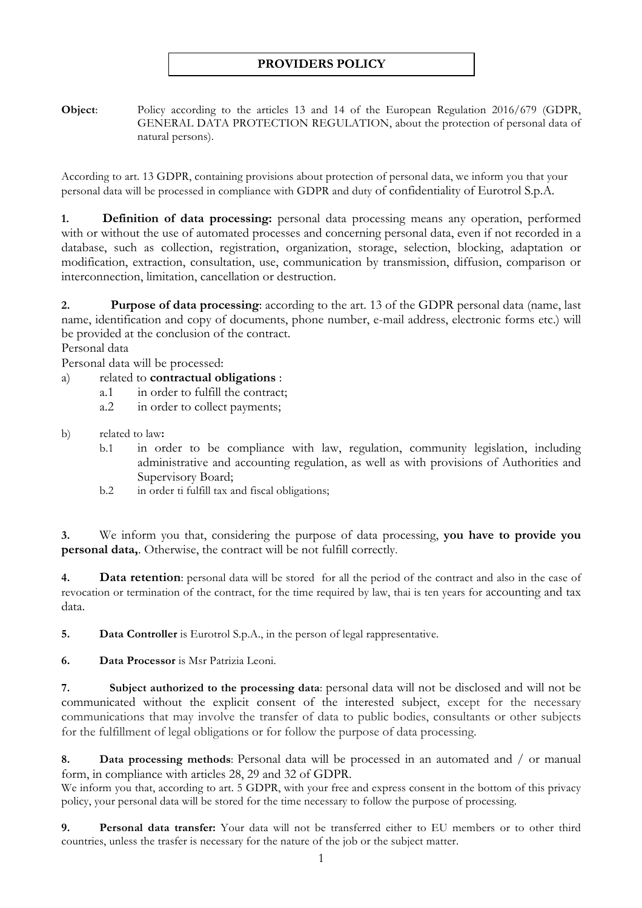# PROVIDERS POLICY

**Object**: Policy according to the articles 13 and 14 of the European Regulation 2016/679 (GDPR, GENERAL DATA PROTECTION REGULATION, about the protection of personal data of natural persons).

According to art. 13 GDPR, containing provisions about protection of personal data, we inform you that your personal data will be processed in compliance with GDPR and duty of confidentiality of Eurotrol S.p.A.

**1. Definition of data processing:** personal data processing means any operation, performed with or without the use of automated processes and concerning personal data, even if not recorded in a database, such as collection, registration, organization, storage, selection, blocking, adaptation or modification, extraction, consultation, use, communication by transmission, diffusion, comparison or interconnection, limitation, cancellation or destruction.

**2. Purpose of data processing**: according to the art. 13 of the GDPR personal data (name, last name, identification and copy of documents, phone number, e-mail address, electronic forms etc.) will be provided at the conclusion of the contract.

Personal data

Personal data will be processed:

a) related to **contractual obligations** :
   - a.1 in order to fulfill the contract;
   - a.2 in order to collect payments;

b) related to law**:**
   - b.1 in order to be compliance with law, regulation, community legislation, including administrative and accounting regulation, as well as with provisions of Authorities and Supervisory Board;
   - b.2 in order ti fulfill tax and fiscal obligations;

**3.** We inform you that, considering the purpose of data processing, **you have to provide you personal data,**. Otherwise, the contract will be not fulfill correctly.

**4. Data retention**: personal data will be stored for all the period of the contract and also in the case of revocation or termination of the contract, for the time required by law, thai is ten years for accounting and tax data.

**5. Data Controller** is Eurotrol S.p.A., in the person of legal rappresentative.

**6. Data Processor** is Msr Patrizia Leoni.

**7. Subject authorized to the processing data**: personal data will not be disclosed and will not be communicated without the explicit consent of the interested subject, except for the necessary communications that may involve the transfer of data to public bodies, consultants or other subjects for the fulfillment of legal obligations or for follow the purpose of data processing.

**8. Data processing methods**: Personal data will be processed in an automated and / or manual form, in compliance with articles 28, 29 and 32 of GDPR.

We inform you that, according to art. 5 GDPR, with your free and express consent in the bottom of this privacy policy, your personal data will be stored for the time necessary to follow the purpose of processing.

**9. Personal data transfer:** Your data will not be transferred either to EU members or to other third countries, unless the trasfer is necessary for the nature of the job or the subject matter.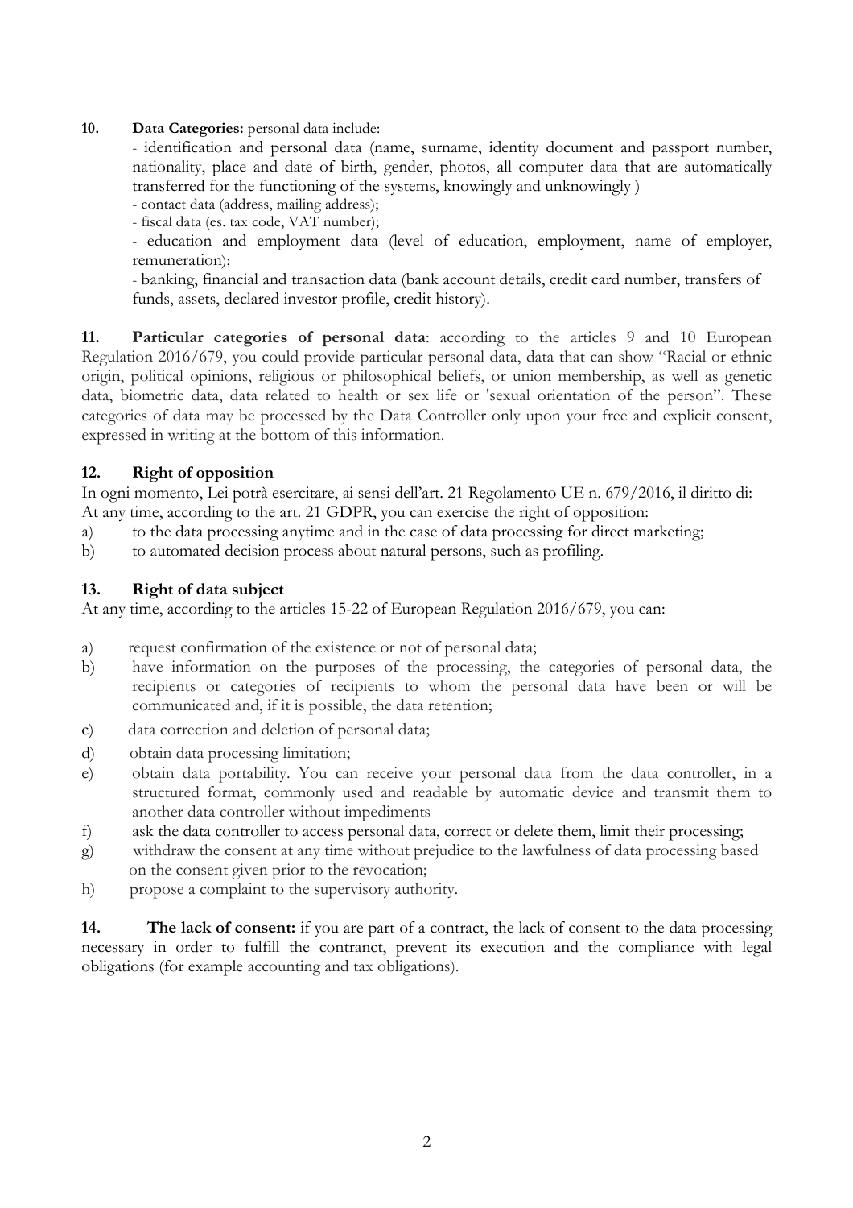**10. Data Categories:** personal data include:

- identification and personal data (name, surname, identity document and passport number, nationality, place and date of birth, gender, photos, all computer data that are automatically transferred for the functioning of the systems, knowingly and unknowingly )
- contact data (address, mailing address);
- fiscal data (es. tax code, VAT number);
- education and employment data (level of education, employment, name of employer, remuneration);
- banking, financial and transaction data (bank account details, credit card number, transfers of funds, assets, declared investor profile, credit history).

**11. Particular categories of personal data**: according to the articles 9 and 10 European Regulation 2016/679, you could provide particular personal data, data that can show "Racial or ethnic origin, political opinions, religious or philosophical beliefs, or union membership, as well as genetic data, biometric data, data related to health or sex life or 'sexual orientation of the person". These categories of data may be processed by the Data Controller only upon your free and explicit consent, expressed in writing at the bottom of this information.

**12. Right of opposition**

In ogni momento, Lei potrà esercitare, ai sensi dell'art. 21 Regolamento UE n. 679/2016, il diritto di:
At any time, according to the art. 21 GDPR, you can exercise the right of opposition:

a) to the data processing anytime and in the case of data processing for direct marketing;
b) to automated decision process about natural persons, such as profiling.

**13. Right of data subject**

At any time, according to the articles 15-22 of European Regulation 2016/679, you can:

a) request confirmation of the existence or not of personal data;
b) have information on the purposes of the processing, the categories of personal data, the recipients or categories of recipients to whom the personal data have been or will be communicated and, if it is possible, the data retention;
c) data correction and deletion of personal data;
d) obtain data processing limitation;
e) obtain data portability. You can receive your personal data from the data controller, in a structured format, commonly used and readable by automatic device and transmit them to another data controller without impediments
f) ask the data controller to access personal data, correct or delete them, limit their processing;
g) withdraw the consent at any time without prejudice to the lawfulness of data processing based on the consent given prior to the revocation;
h) propose a complaint to the supervisory authority.

**14. The lack of consent:** if you are part of a contract, the lack of consent to the data processing necessary in order to fulfill the contranct, prevent its execution and the compliance with legal obligations (for example accounting and tax obligations).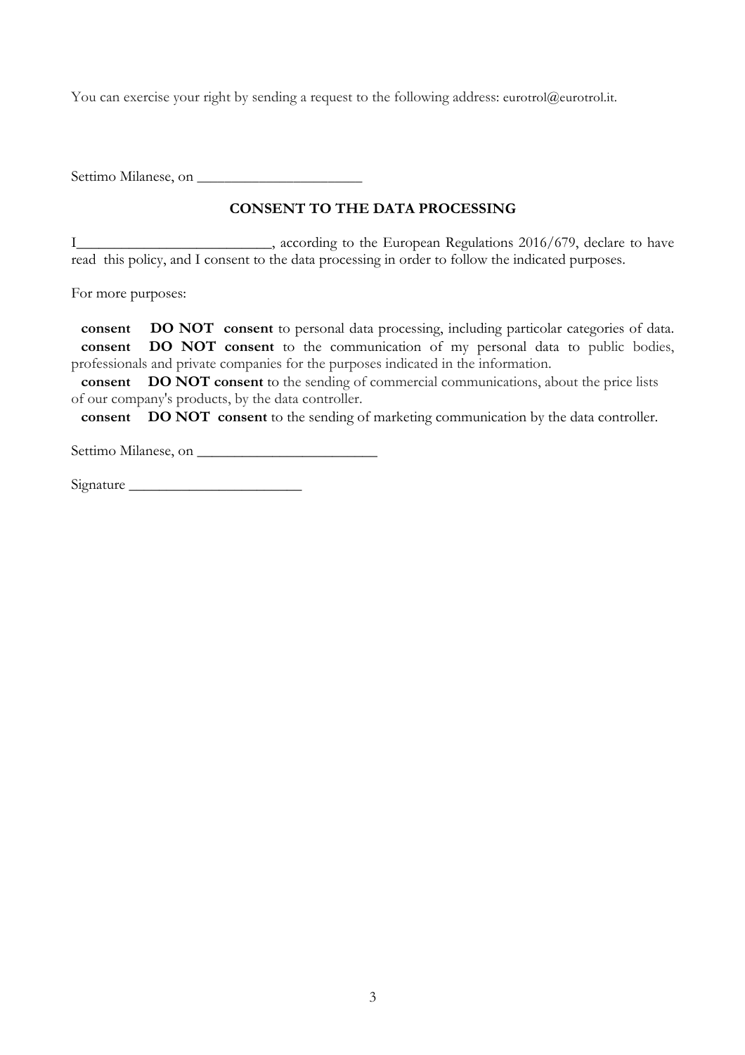You can exercise your right by sending a request to the following address: eurotrol@eurotrol.it.

Settimo Milanese, on ______________________

### CONSENT TO THE DATA PROCESSING

I__________________________, according to the European Regulations 2016/679, declare to have read this policy, and I consent to the data processing in order to follow the indicated purposes.

For more purposes:

**consent** **DO NOT consent** to personal data processing, including particolar categories of data.
**consent** **DO NOT consent** to the communication of my personal data to public bodies, professionals and private companies for the purposes indicated in the information.
**consent** **DO NOT consent** to the sending of commercial communications, about the price lists of our company's products, by the data controller.
**consent** **DO NOT consent** to the sending of marketing communication by the data controller.

Settimo Milanese, on ________________________

Signature _______________________